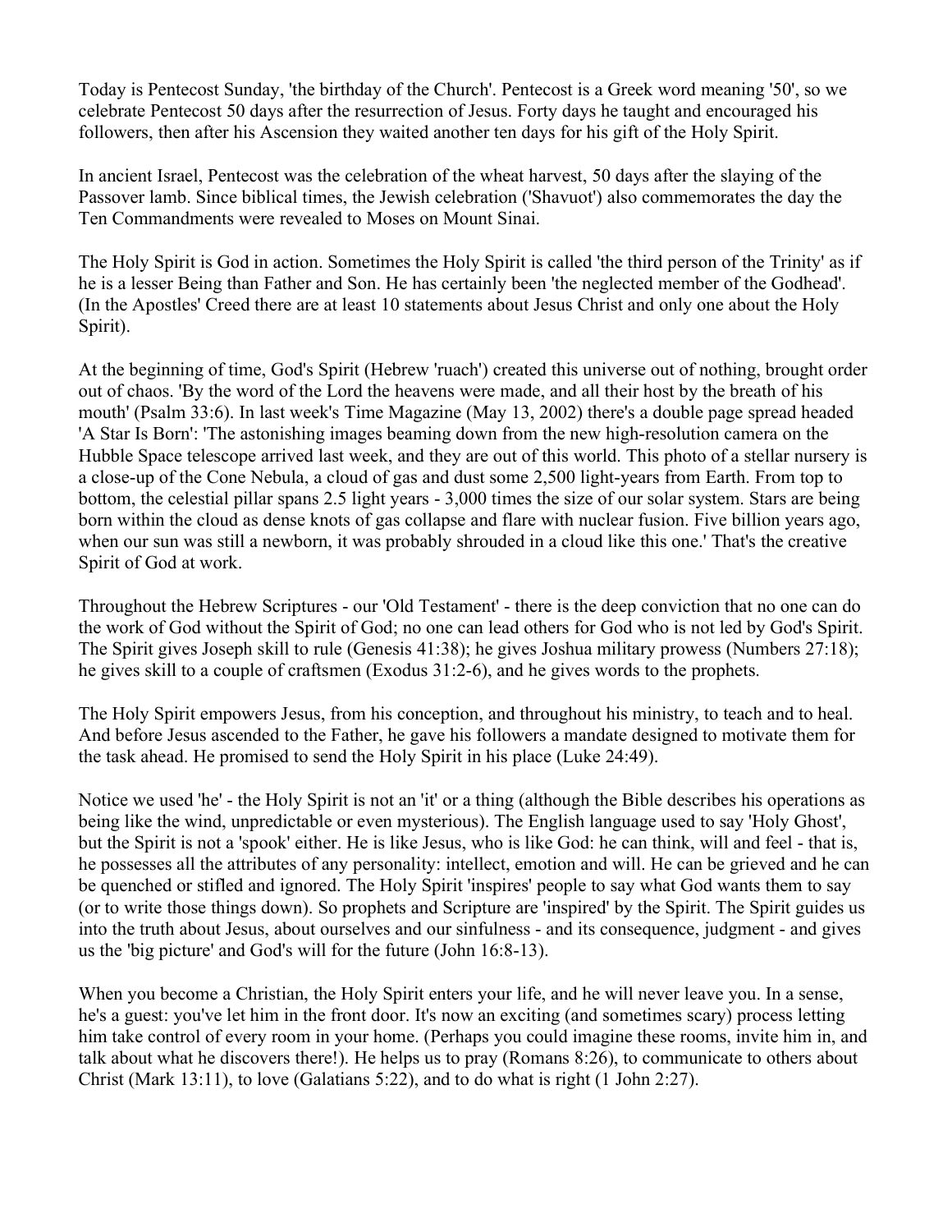Today is Pentecost Sunday, 'the birthday of the Church'. Pentecost is a Greek word meaning '50', so we celebrate Pentecost 50 days after the resurrection of Jesus. Forty days he taught and encouraged his followers, then after his Ascension they waited another ten days for his gift of the Holy Spirit.

In ancient Israel, Pentecost was the celebration of the wheat harvest, 50 days after the slaying of the Passover lamb. Since biblical times, the Jewish celebration ('Shavuot') also commemorates the day the Ten Commandments were revealed to Moses on Mount Sinai.

The Holy Spirit is God in action. Sometimes the Holy Spirit is called 'the third person of the Trinity' as if he is a lesser Being than Father and Son. He has certainly been 'the neglected member of the Godhead'. (In the Apostles' Creed there are at least 10 statements about Jesus Christ and only one about the Holy Spirit).

At the beginning of time, God's Spirit (Hebrew 'ruach') created this universe out of nothing, brought order out of chaos. 'By the word of the Lord the heavens were made, and all their host by the breath of his mouth' (Psalm 33:6). In last week's Time Magazine (May 13, 2002) there's a double page spread headed 'A Star Is Born': 'The astonishing images beaming down from the new high-resolution camera on the Hubble Space telescope arrived last week, and they are out of this world. This photo of a stellar nursery is a close-up of the Cone Nebula, a cloud of gas and dust some 2,500 light-years from Earth. From top to bottom, the celestial pillar spans 2.5 light years - 3,000 times the size of our solar system. Stars are being born within the cloud as dense knots of gas collapse and flare with nuclear fusion. Five billion years ago, when our sun was still a newborn, it was probably shrouded in a cloud like this one.' That's the creative Spirit of God at work.

Throughout the Hebrew Scriptures - our 'Old Testament' - there is the deep conviction that no one can do the work of God without the Spirit of God; no one can lead others for God who is not led by God's Spirit. The Spirit gives Joseph skill to rule (Genesis 41:38); he gives Joshua military prowess (Numbers 27:18); he gives skill to a couple of craftsmen (Exodus 31:2-6), and he gives words to the prophets.

The Holy Spirit empowers Jesus, from his conception, and throughout his ministry, to teach and to heal. And before Jesus ascended to the Father, he gave his followers a mandate designed to motivate them for the task ahead. He promised to send the Holy Spirit in his place (Luke 24:49).

Notice we used 'he' - the Holy Spirit is not an 'it' or a thing (although the Bible describes his operations as being like the wind, unpredictable or even mysterious). The English language used to say 'Holy Ghost', but the Spirit is not a 'spook' either. He is like Jesus, who is like God: he can think, will and feel - that is, he possesses all the attributes of any personality: intellect, emotion and will. He can be grieved and he can be quenched or stifled and ignored. The Holy Spirit 'inspires' people to say what God wants them to say (or to write those things down). So prophets and Scripture are 'inspired' by the Spirit. The Spirit guides us into the truth about Jesus, about ourselves and our sinfulness - and its consequence, judgment - and gives us the 'big picture' and God's will for the future (John 16:8-13).

When you become a Christian, the Holy Spirit enters your life, and he will never leave you. In a sense, he's a guest: you've let him in the front door. It's now an exciting (and sometimes scary) process letting him take control of every room in your home. (Perhaps you could imagine these rooms, invite him in, and talk about what he discovers there!). He helps us to pray (Romans 8:26), to communicate to others about Christ (Mark 13:11), to love (Galatians 5:22), and to do what is right (1 John 2:27).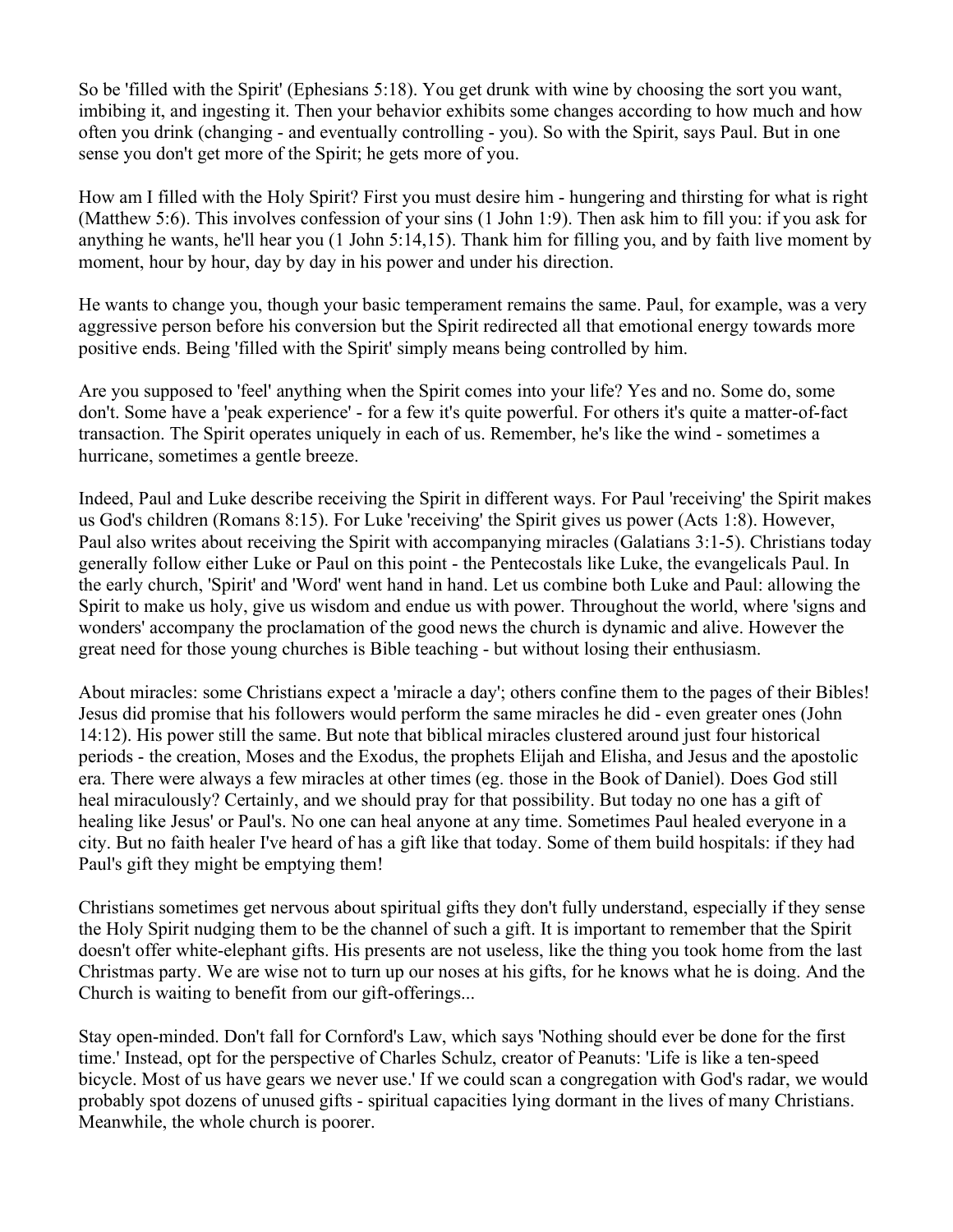So be 'filled with the Spirit' (Ephesians 5:18). You get drunk with wine by choosing the sort you want, imbibing it, and ingesting it. Then your behavior exhibits some changes according to how much and how often you drink (changing - and eventually controlling - you). So with the Spirit, says Paul. But in one sense you don't get more of the Spirit; he gets more of you.

How am I filled with the Holy Spirit? First you must desire him - hungering and thirsting for what is right (Matthew 5:6). This involves confession of your sins (1 John 1:9). Then ask him to fill you: if you ask for anything he wants, he'll hear you (1 John 5:14,15). Thank him for filling you, and by faith live moment by moment, hour by hour, day by day in his power and under his direction.

He wants to change you, though your basic temperament remains the same. Paul, for example, was a very aggressive person before his conversion but the Spirit redirected all that emotional energy towards more positive ends. Being 'filled with the Spirit' simply means being controlled by him.

Are you supposed to 'feel' anything when the Spirit comes into your life? Yes and no. Some do, some don't. Some have a 'peak experience' - for a few it's quite powerful. For others it's quite a matter-of-fact transaction. The Spirit operates uniquely in each of us. Remember, he's like the wind - sometimes a hurricane, sometimes a gentle breeze.

Indeed, Paul and Luke describe receiving the Spirit in different ways. For Paul 'receiving' the Spirit makes us God's children (Romans 8:15). For Luke 'receiving' the Spirit gives us power (Acts 1:8). However, Paul also writes about receiving the Spirit with accompanying miracles (Galatians 3:1-5). Christians today generally follow either Luke or Paul on this point - the Pentecostals like Luke, the evangelicals Paul. In the early church, 'Spirit' and 'Word' went hand in hand. Let us combine both Luke and Paul: allowing the Spirit to make us holy, give us wisdom and endue us with power. Throughout the world, where 'signs and wonders' accompany the proclamation of the good news the church is dynamic and alive. However the great need for those young churches is Bible teaching - but without losing their enthusiasm.

About miracles: some Christians expect a 'miracle a day'; others confine them to the pages of their Bibles! Jesus did promise that his followers would perform the same miracles he did - even greater ones (John 14:12). His power still the same. But note that biblical miracles clustered around just four historical periods - the creation, Moses and the Exodus, the prophets Elijah and Elisha, and Jesus and the apostolic era. There were always a few miracles at other times (eg. those in the Book of Daniel). Does God still heal miraculously? Certainly, and we should pray for that possibility. But today no one has a gift of healing like Jesus' or Paul's. No one can heal anyone at any time. Sometimes Paul healed everyone in a city. But no faith healer I've heard of has a gift like that today. Some of them build hospitals: if they had Paul's gift they might be emptying them!

Christians sometimes get nervous about spiritual gifts they don't fully understand, especially if they sense the Holy Spirit nudging them to be the channel of such a gift. It is important to remember that the Spirit doesn't offer white-elephant gifts. His presents are not useless, like the thing you took home from the last Christmas party. We are wise not to turn up our noses at his gifts, for he knows what he is doing. And the Church is waiting to benefit from our gift-offerings...

Stay open-minded. Don't fall for Cornford's Law, which says 'Nothing should ever be done for the first time.' Instead, opt for the perspective of Charles Schulz, creator of Peanuts: 'Life is like a ten-speed bicycle. Most of us have gears we never use.' If we could scan a congregation with God's radar, we would probably spot dozens of unused gifts - spiritual capacities lying dormant in the lives of many Christians. Meanwhile, the whole church is poorer.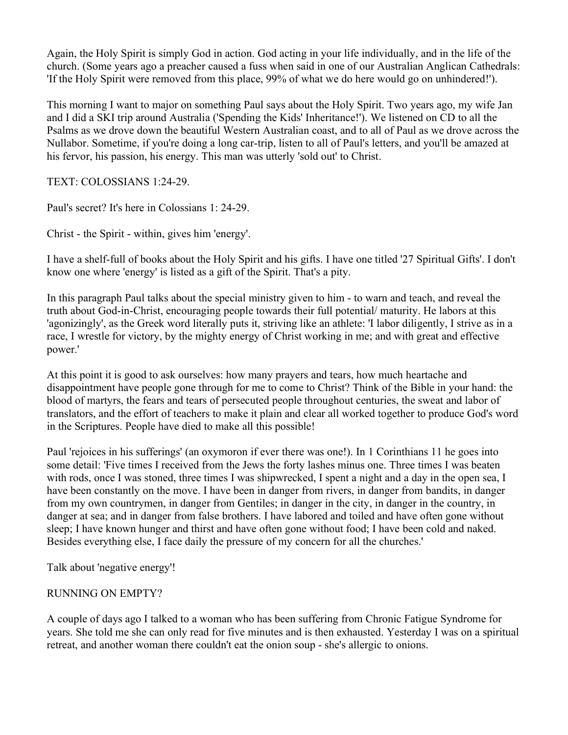Again, the Holy Spirit is simply God in action. God acting in your life individually, and in the life of the church. (Some years ago a preacher caused a fuss when said in one of our Australian Anglican Cathedrals: 'If the Holy Spirit were removed from this place, 99% of what we do here would go on unhindered!').

This morning I want to major on something Paul says about the Holy Spirit. Two years ago, my wife Jan and I did a SKI trip around Australia ('Spending the Kids' Inheritance!'). We listened on CD to all the Psalms as we drove down the beautiful Western Australian coast, and to all of Paul as we drove across the Nullabor. Sometime, if you're doing a long car-trip, listen to all of Paul's letters, and you'll be amazed at his fervor, his passion, his energy. This man was utterly 'sold out' to Christ.

TEXT: COLOSSIANS 1:24-29.

Paul's secret? It's here in Colossians 1: 24-29.

Christ - the Spirit - within, gives him 'energy'.

I have a shelf-full of books about the Holy Spirit and his gifts. I have one titled '27 Spiritual Gifts'. I don't know one where 'energy' is listed as a gift of the Spirit. That's a pity.

In this paragraph Paul talks about the special ministry given to him - to warn and teach, and reveal the truth about God-in-Christ, encouraging people towards their full potential/ maturity. He labors at this 'agonizingly', as the Greek word literally puts it, striving like an athlete: 'I labor diligently, I strive as in a race, I wrestle for victory, by the mighty energy of Christ working in me; and with great and effective power.'

At this point it is good to ask ourselves: how many prayers and tears, how much heartache and disappointment have people gone through for me to come to Christ? Think of the Bible in your hand: the blood of martyrs, the fears and tears of persecuted people throughout centuries, the sweat and labor of translators, and the effort of teachers to make it plain and clear all worked together to produce God's word in the Scriptures. People have died to make all this possible!

Paul 'rejoices in his sufferings' (an oxymoron if ever there was one!). In 1 Corinthians 11 he goes into some detail: 'Five times I received from the Jews the forty lashes minus one. Three times I was beaten with rods, once I was stoned, three times I was shipwrecked, I spent a night and a day in the open sea, I have been constantly on the move. I have been in danger from rivers, in danger from bandits, in danger from my own countrymen, in danger from Gentiles; in danger in the city, in danger in the country, in danger at sea; and in danger from false brothers. I have labored and toiled and have often gone without sleep; I have known hunger and thirst and have often gone without food; I have been cold and naked. Besides everything else, I face daily the pressure of my concern for all the churches.'

Talk about 'negative energy'!

## RUNNING ON EMPTY?

A couple of days ago I talked to a woman who has been suffering from Chronic Fatigue Syndrome for years. She told me she can only read for five minutes and is then exhausted. Yesterday I was on a spiritual retreat, and another woman there couldn't eat the onion soup - she's allergic to onions.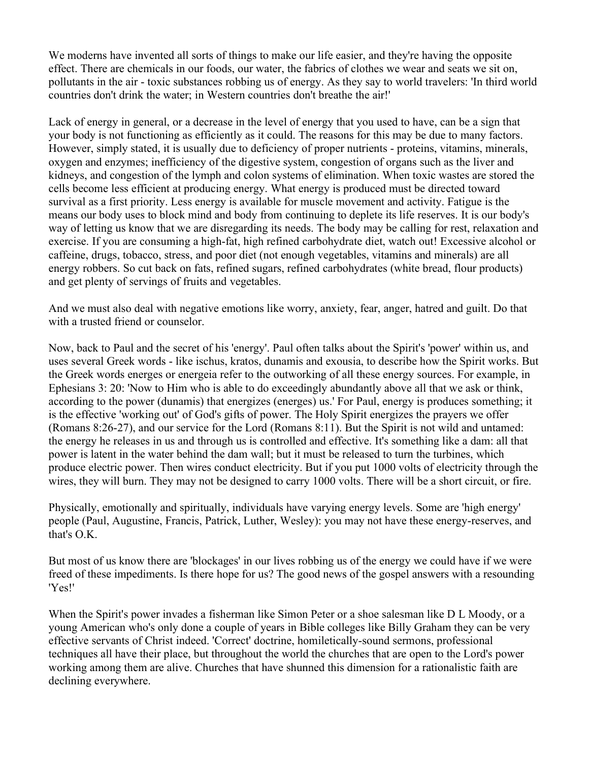We moderns have invented all sorts of things to make our life easier, and they're having the opposite effect. There are chemicals in our foods, our water, the fabrics of clothes we wear and seats we sit on, pollutants in the air - toxic substances robbing us of energy. As they say to world travelers: 'In third world countries don't drink the water; in Western countries don't breathe the air!'

Lack of energy in general, or a decrease in the level of energy that you used to have, can be a sign that your body is not functioning as efficiently as it could. The reasons for this may be due to many factors. However, simply stated, it is usually due to deficiency of proper nutrients - proteins, vitamins, minerals, oxygen and enzymes; inefficiency of the digestive system, congestion of organs such as the liver and kidneys, and congestion of the lymph and colon systems of elimination. When toxic wastes are stored the cells become less efficient at producing energy. What energy is produced must be directed toward survival as a first priority. Less energy is available for muscle movement and activity. Fatigue is the means our body uses to block mind and body from continuing to deplete its life reserves. It is our body's way of letting us know that we are disregarding its needs. The body may be calling for rest, relaxation and exercise. If you are consuming a high-fat, high refined carbohydrate diet, watch out! Excessive alcohol or caffeine, drugs, tobacco, stress, and poor diet (not enough vegetables, vitamins and minerals) are all energy robbers. So cut back on fats, refined sugars, refined carbohydrates (white bread, flour products) and get plenty of servings of fruits and vegetables.

And we must also deal with negative emotions like worry, anxiety, fear, anger, hatred and guilt. Do that with a trusted friend or counselor.

Now, back to Paul and the secret of his 'energy'. Paul often talks about the Spirit's 'power' within us, and uses several Greek words - like ischus, kratos, dunamis and exousia, to describe how the Spirit works. But the Greek words energes or energeia refer to the outworking of all these energy sources. For example, in Ephesians 3: 20: 'Now to Him who is able to do exceedingly abundantly above all that we ask or think, according to the power (dunamis) that energizes (energes) us.' For Paul, energy is produces something; it is the effective 'working out' of God's gifts of power. The Holy Spirit energizes the prayers we offer (Romans 8:26-27), and our service for the Lord (Romans 8:11). But the Spirit is not wild and untamed: the energy he releases in us and through us is controlled and effective. It's something like a dam: all that power is latent in the water behind the dam wall; but it must be released to turn the turbines, which produce electric power. Then wires conduct electricity. But if you put 1000 volts of electricity through the wires, they will burn. They may not be designed to carry 1000 volts. There will be a short circuit, or fire.

Physically, emotionally and spiritually, individuals have varying energy levels. Some are 'high energy' people (Paul, Augustine, Francis, Patrick, Luther, Wesley): you may not have these energy-reserves, and that's O.K.

But most of us know there are 'blockages' in our lives robbing us of the energy we could have if we were freed of these impediments. Is there hope for us? The good news of the gospel answers with a resounding 'Yes!'

When the Spirit's power invades a fisherman like Simon Peter or a shoe salesman like D L Moody, or a young American who's only done a couple of years in Bible colleges like Billy Graham they can be very effective servants of Christ indeed. 'Correct' doctrine, homiletically-sound sermons, professional techniques all have their place, but throughout the world the churches that are open to the Lord's power working among them are alive. Churches that have shunned this dimension for a rationalistic faith are declining everywhere.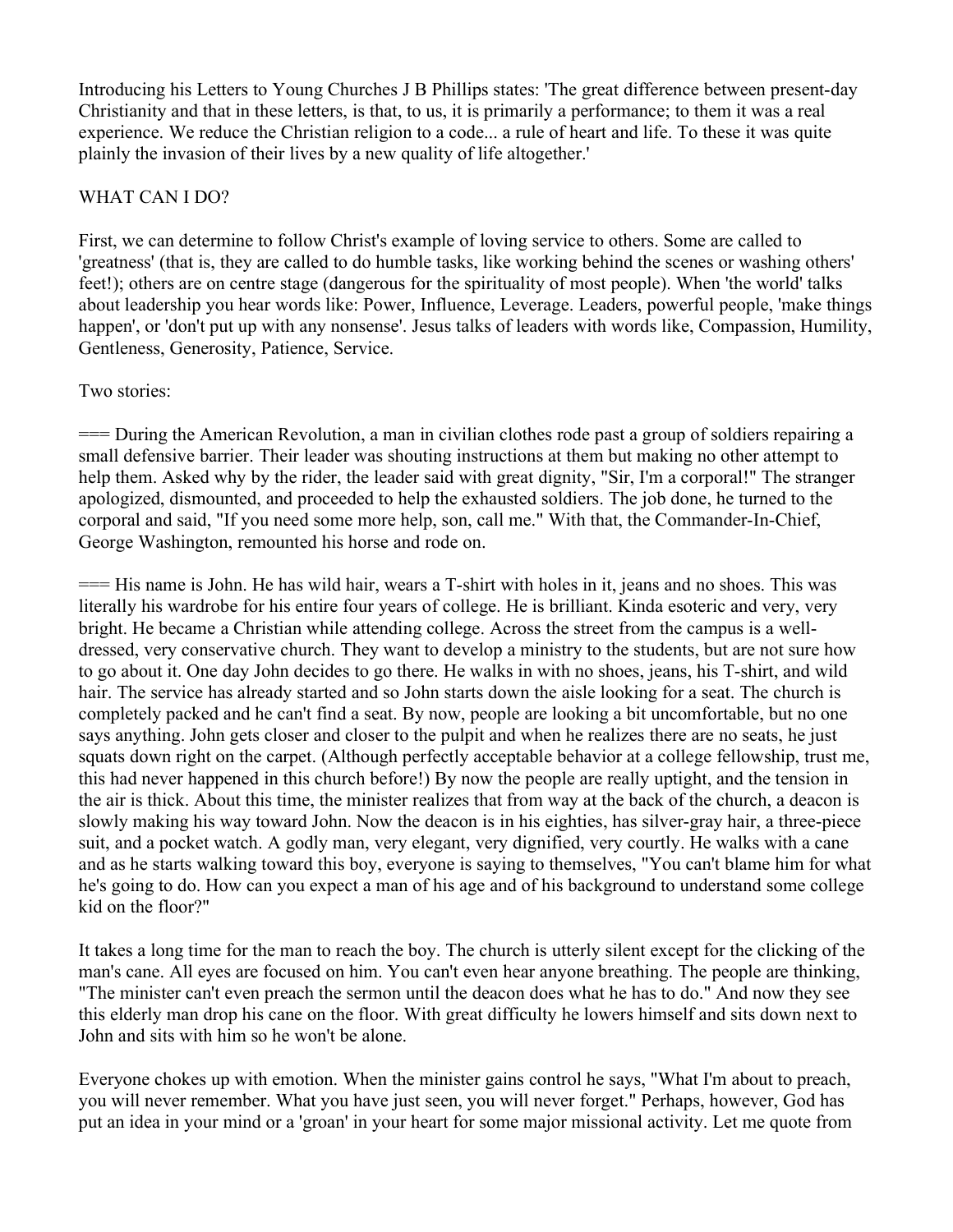Introducing his Letters to Young Churches J B Phillips states: 'The great difference between present-day Christianity and that in these letters, is that, to us, it is primarily a performance; to them it was a real experience. We reduce the Christian religion to a code... a rule of heart and life. To these it was quite plainly the invasion of their lives by a new quality of life altogether.'

## WHAT CAN I DO?

First, we can determine to follow Christ's example of loving service to others. Some are called to 'greatness' (that is, they are called to do humble tasks, like working behind the scenes or washing others' feet!); others are on centre stage (dangerous for the spirituality of most people). When 'the world' talks about leadership you hear words like: Power, Influence, Leverage. Leaders, powerful people, 'make things happen', or 'don't put up with any nonsense'. Jesus talks of leaders with words like, Compassion, Humility, Gentleness, Generosity, Patience, Service.

Two stories:

=== During the American Revolution, a man in civilian clothes rode past a group of soldiers repairing a small defensive barrier. Their leader was shouting instructions at them but making no other attempt to help them. Asked why by the rider, the leader said with great dignity, "Sir, I'm a corporal!" The stranger apologized, dismounted, and proceeded to help the exhausted soldiers. The job done, he turned to the corporal and said, "If you need some more help, son, call me." With that, the Commander-In-Chief, George Washington, remounted his horse and rode on.

=== His name is John. He has wild hair, wears a T-shirt with holes in it, jeans and no shoes. This was literally his wardrobe for his entire four years of college. He is brilliant. Kinda esoteric and very, very bright. He became a Christian while attending college. Across the street from the campus is a well-dressed, very conservative church. They want to develop a ministry to the students, but are not sure how to go about it. One day John decides to go there. He walks in with no shoes, jeans, his T-shirt, and wild hair. The service has already started and so John starts down the aisle looking for a seat. The church is completely packed and he can't find a seat. By now, people are looking a bit uncomfortable, but no one says anything. John gets closer and closer to the pulpit and when he realizes there are no seats, he just squats down right on the carpet. (Although perfectly acceptable behavior at a college fellowship, trust me, this had never happened in this church before!) By now the people are really uptight, and the tension in the air is thick. About this time, the minister realizes that from way at the back of the church, a deacon is slowly making his way toward John. Now the deacon is in his eighties, has silver-gray hair, a three-piece suit, and a pocket watch. A godly man, very elegant, very dignified, very courtly. He walks with a cane and as he starts walking toward this boy, everyone is saying to themselves, "You can't blame him for what he's going to do. How can you expect a man of his age and of his background to understand some college kid on the floor?"

It takes a long time for the man to reach the boy. The church is utterly silent except for the clicking of the man's cane. All eyes are focused on him. You can't even hear anyone breathing. The people are thinking, "The minister can't even preach the sermon until the deacon does what he has to do." And now they see this elderly man drop his cane on the floor. With great difficulty he lowers himself and sits down next to John and sits with him so he won't be alone.

Everyone chokes up with emotion. When the minister gains control he says, "What I'm about to preach, you will never remember. What you have just seen, you will never forget." Perhaps, however, God has put an idea in your mind or a 'groan' in your heart for some major missional activity. Let me quote from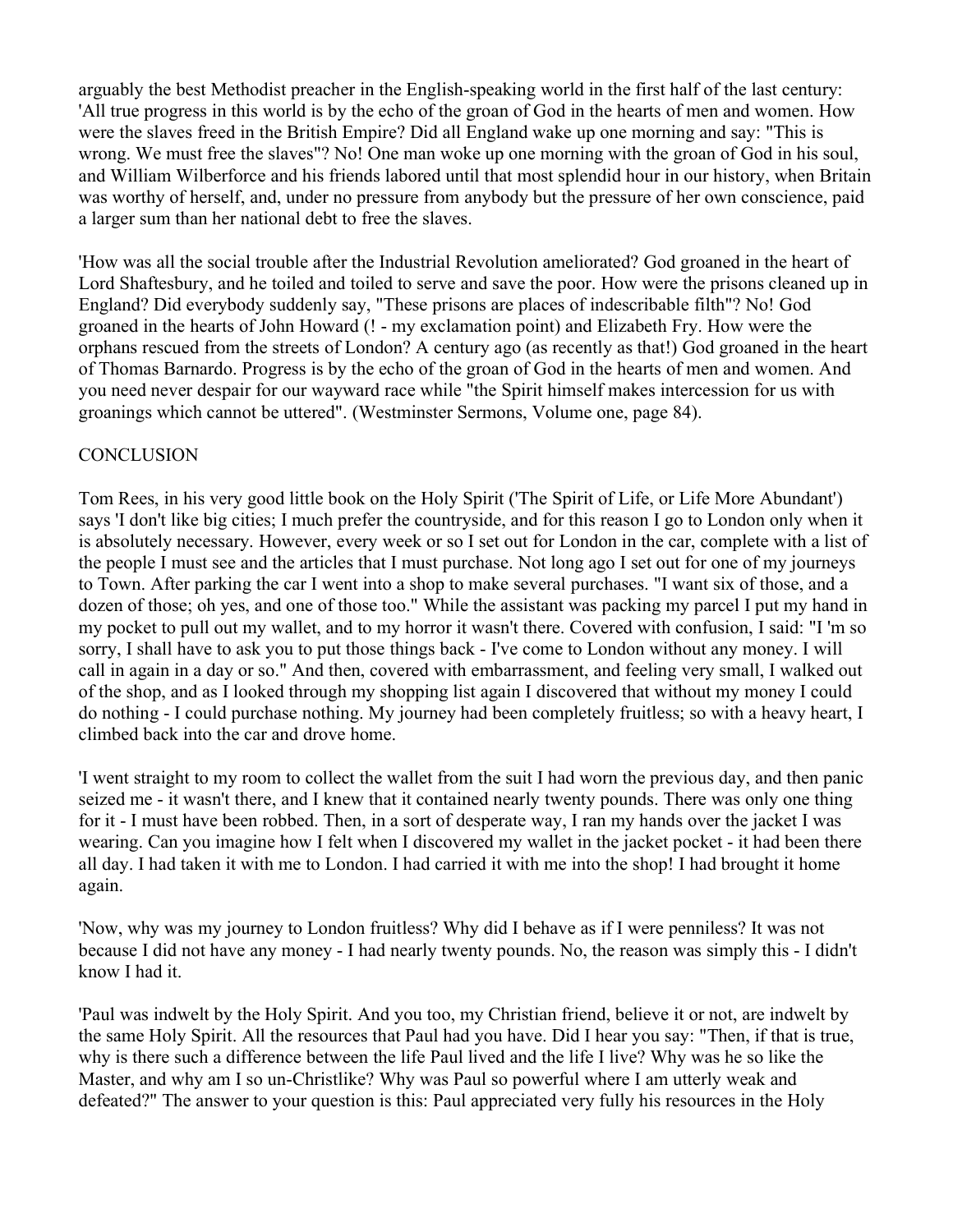arguably the best Methodist preacher in the English-speaking world in the first half of the last century: 'All true progress in this world is by the echo of the groan of God in the hearts of men and women. How were the slaves freed in the British Empire? Did all England wake up one morning and say: "This is wrong. We must free the slaves"? No! One man woke up one morning with the groan of God in his soul, and William Wilberforce and his friends labored until that most splendid hour in our history, when Britain was worthy of herself, and, under no pressure from anybody but the pressure of her own conscience, paid a larger sum than her national debt to free the slaves.

'How was all the social trouble after the Industrial Revolution ameliorated? God groaned in the heart of Lord Shaftesbury, and he toiled and toiled to serve and save the poor. How were the prisons cleaned up in England? Did everybody suddenly say, "These prisons are places of indescribable filth"? No! God groaned in the hearts of John Howard (! - my exclamation point) and Elizabeth Fry. How were the orphans rescued from the streets of London? A century ago (as recently as that!) God groaned in the heart of Thomas Barnardo. Progress is by the echo of the groan of God in the hearts of men and women. And you need never despair for our wayward race while "the Spirit himself makes intercession for us with groanings which cannot be uttered". (Westminster Sermons, Volume one, page 84).

## CONCLUSION

Tom Rees, in his very good little book on the Holy Spirit ('The Spirit of Life, or Life More Abundant') says 'I don't like big cities; I much prefer the countryside, and for this reason I go to London only when it is absolutely necessary. However, every week or so I set out for London in the car, complete with a list of the people I must see and the articles that I must purchase. Not long ago I set out for one of my journeys to Town. After parking the car I went into a shop to make several purchases. "I want six of those, and a dozen of those; oh yes, and one of those too." While the assistant was packing my parcel I put my hand in my pocket to pull out my wallet, and to my horror it wasn't there. Covered with confusion, I said: "I 'm so sorry, I shall have to ask you to put those things back - I've come to London without any money. I will call in again in a day or so." And then, covered with embarrassment, and feeling very small, I walked out of the shop, and as I looked through my shopping list again I discovered that without my money I could do nothing - I could purchase nothing. My journey had been completely fruitless; so with a heavy heart, I climbed back into the car and drove home.

'I went straight to my room to collect the wallet from the suit I had worn the previous day, and then panic seized me - it wasn't there, and I knew that it contained nearly twenty pounds. There was only one thing for it - I must have been robbed. Then, in a sort of desperate way, I ran my hands over the jacket I was wearing. Can you imagine how I felt when I discovered my wallet in the jacket pocket - it had been there all day. I had taken it with me to London. I had carried it with me into the shop! I had brought it home again.

'Now, why was my journey to London fruitless? Why did I behave as if I were penniless? It was not because I did not have any money - I had nearly twenty pounds. No, the reason was simply this - I didn't know I had it.

'Paul was indwelt by the Holy Spirit. And you too, my Christian friend, believe it or not, are indwelt by the same Holy Spirit. All the resources that Paul had you have. Did I hear you say: "Then, if that is true, why is there such a difference between the life Paul lived and the life I live? Why was he so like the Master, and why am I so un-Christlike? Why was Paul so powerful where I am utterly weak and defeated?" The answer to your question is this: Paul appreciated very fully his resources in the Holy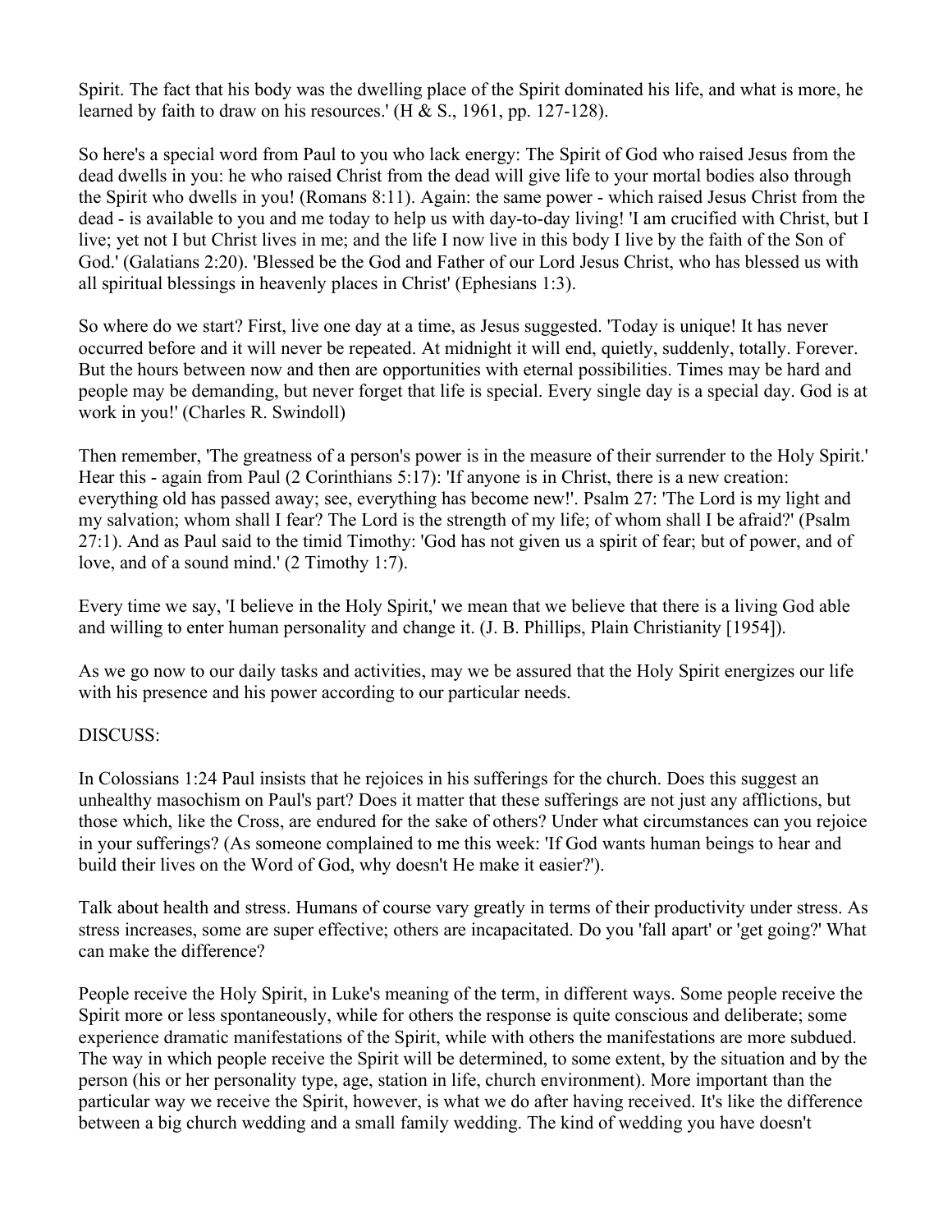Spirit. The fact that his body was the dwelling place of the Spirit dominated his life, and what is more, he learned by faith to draw on his resources.' (H & S., 1961, pp. 127-128).

So here's a special word from Paul to you who lack energy: The Spirit of God who raised Jesus from the dead dwells in you: he who raised Christ from the dead will give life to your mortal bodies also through the Spirit who dwells in you! (Romans 8:11). Again: the same power - which raised Jesus Christ from the dead - is available to you and me today to help us with day-to-day living! 'I am crucified with Christ, but I live; yet not I but Christ lives in me; and the life I now live in this body I live by the faith of the Son of God.' (Galatians 2:20). 'Blessed be the God and Father of our Lord Jesus Christ, who has blessed us with all spiritual blessings in heavenly places in Christ' (Ephesians 1:3).

So where do we start? First, live one day at a time, as Jesus suggested. 'Today is unique! It has never occurred before and it will never be repeated. At midnight it will end, quietly, suddenly, totally. Forever. But the hours between now and then are opportunities with eternal possibilities. Times may be hard and people may be demanding, but never forget that life is special. Every single day is a special day. God is at work in you!' (Charles R. Swindoll)

Then remember, 'The greatness of a person's power is in the measure of their surrender to the Holy Spirit.' Hear this - again from Paul (2 Corinthians 5:17): 'If anyone is in Christ, there is a new creation: everything old has passed away; see, everything has become new!'. Psalm 27: 'The Lord is my light and my salvation; whom shall I fear? The Lord is the strength of my life; of whom shall I be afraid?' (Psalm 27:1). And as Paul said to the timid Timothy: 'God has not given us a spirit of fear; but of power, and of love, and of a sound mind.' (2 Timothy 1:7).

Every time we say, 'I believe in the Holy Spirit,' we mean that we believe that there is a living God able and willing to enter human personality and change it. (J. B. Phillips, Plain Christianity [1954]).

As we go now to our daily tasks and activities, may we be assured that the Holy Spirit energizes our life with his presence and his power according to our particular needs.

DISCUSS:

In Colossians 1:24 Paul insists that he rejoices in his sufferings for the church. Does this suggest an unhealthy masochism on Paul's part? Does it matter that these sufferings are not just any afflictions, but those which, like the Cross, are endured for the sake of others? Under what circumstances can you rejoice in your sufferings? (As someone complained to me this week: 'If God wants human beings to hear and build their lives on the Word of God, why doesn't He make it easier?').

Talk about health and stress. Humans of course vary greatly in terms of their productivity under stress. As stress increases, some are super effective; others are incapacitated. Do you 'fall apart' or 'get going?' What can make the difference?

People receive the Holy Spirit, in Luke's meaning of the term, in different ways. Some people receive the Spirit more or less spontaneously, while for others the response is quite conscious and deliberate; some experience dramatic manifestations of the Spirit, while with others the manifestations are more subdued. The way in which people receive the Spirit will be determined, to some extent, by the situation and by the person (his or her personality type, age, station in life, church environment). More important than the particular way we receive the Spirit, however, is what we do after having received. It's like the difference between a big church wedding and a small family wedding. The kind of wedding you have doesn't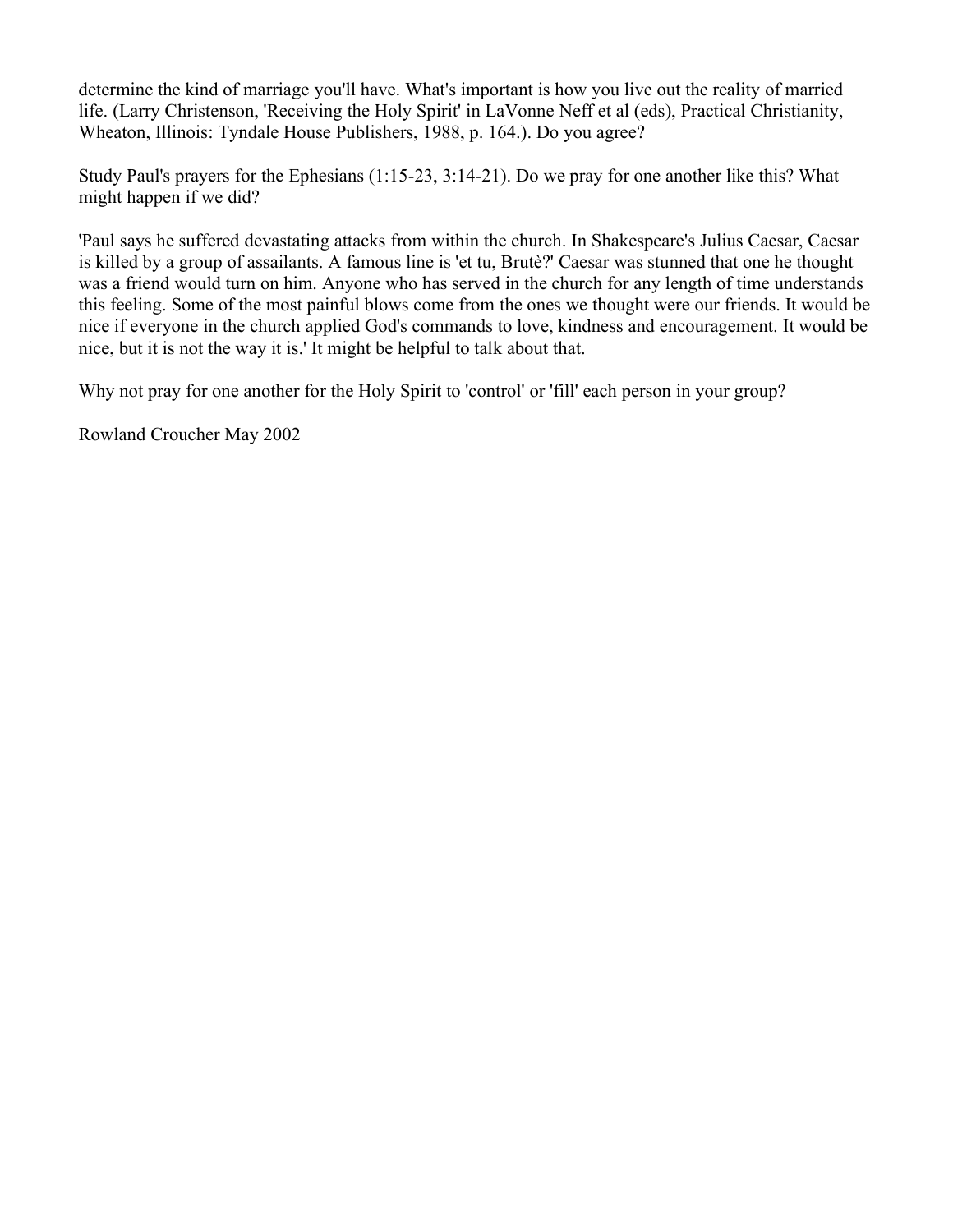determine the kind of marriage you'll have. What's important is how you live out the reality of married life. (Larry Christenson, 'Receiving the Holy Spirit' in LaVonne Neff et al (eds), Practical Christianity, Wheaton, Illinois: Tyndale House Publishers, 1988, p. 164.). Do you agree?

Study Paul's prayers for the Ephesians (1:15-23, 3:14-21). Do we pray for one another like this? What might happen if we did?

'Paul says he suffered devastating attacks from within the church. In Shakespeare's Julius Caesar, Caesar is killed by a group of assailants. A famous line is 'et tu, Brutè?' Caesar was stunned that one he thought was a friend would turn on him. Anyone who has served in the church for any length of time understands this feeling. Some of the most painful blows come from the ones we thought were our friends. It would be nice if everyone in the church applied God's commands to love, kindness and encouragement. It would be nice, but it is not the way it is.' It might be helpful to talk about that.

Why not pray for one another for the Holy Spirit to 'control' or 'fill' each person in your group?

Rowland Croucher May 2002